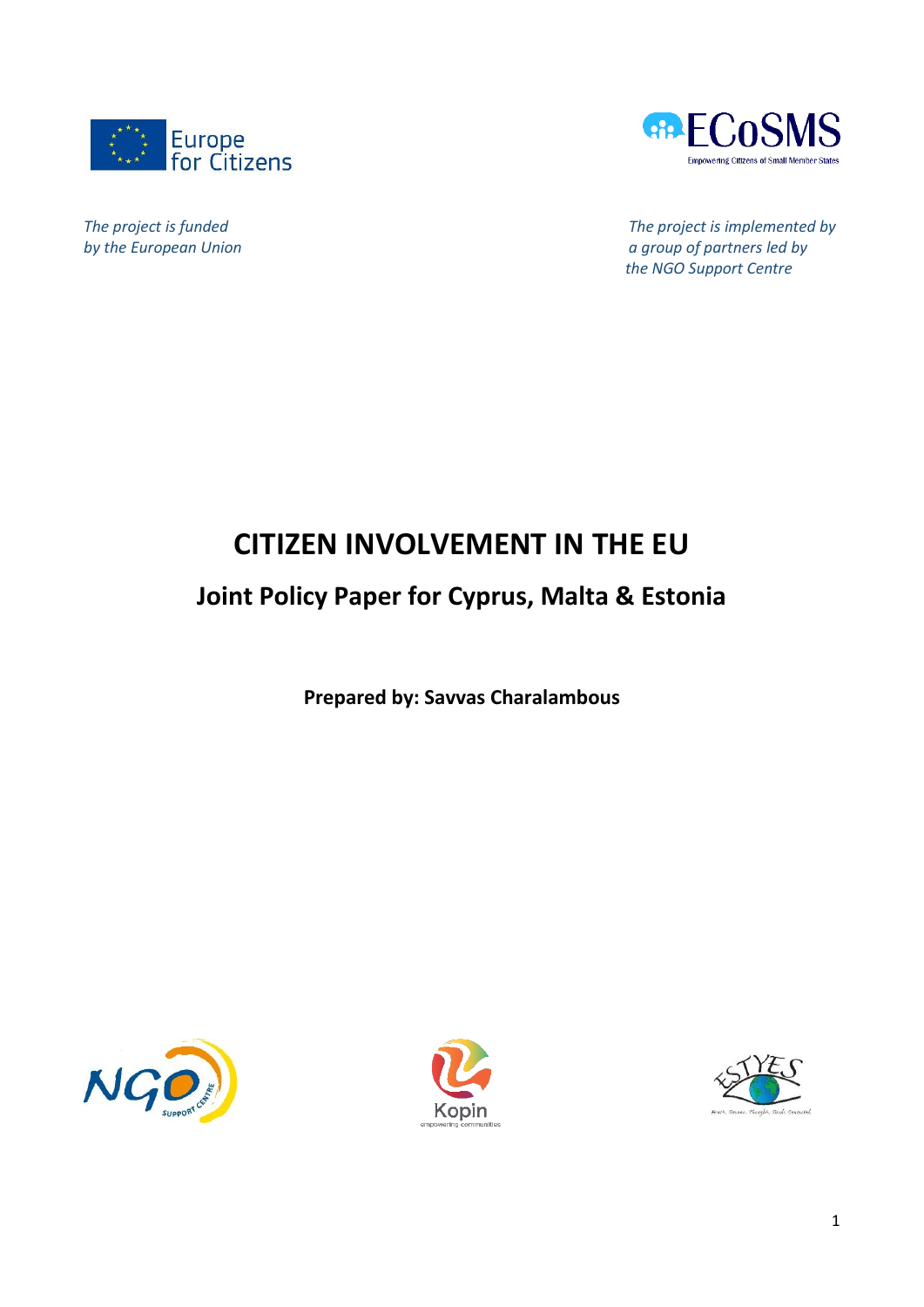Europe for Citizens

ECoSMS
Empowering Citizens of Small Member States

*The project is funded by the European Union*

*The project is implemented by a group of partners led by the NGO Support Centre*

# CITIZEN INVOLVEMENT IN THE EU

## Joint Policy Paper for Cyprus, Malta & Estonia

**Prepared by: Savvas Charalambous**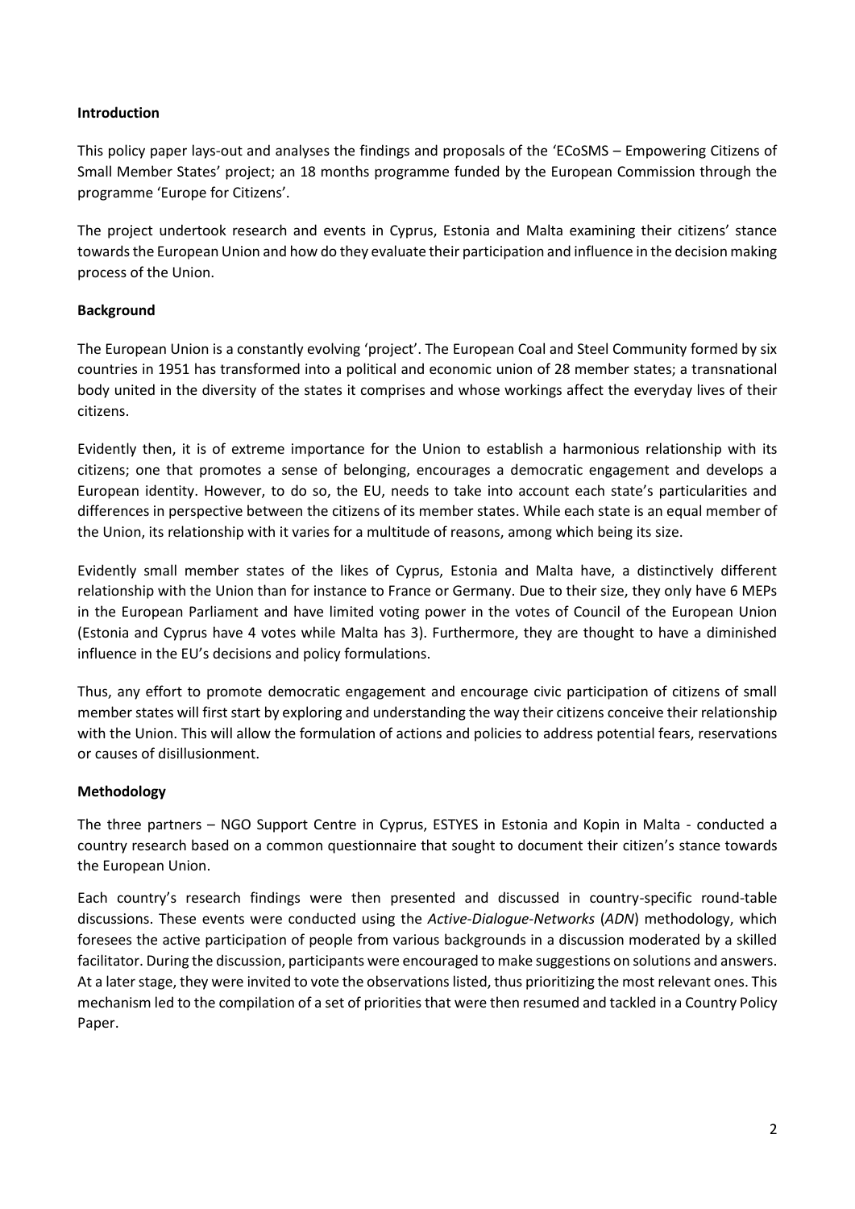**Introduction**

This policy paper lays-out and analyses the findings and proposals of the 'ECoSMS – Empowering Citizens of Small Member States' project; an 18 months programme funded by the European Commission through the programme 'Europe for Citizens'.

The project undertook research and events in Cyprus, Estonia and Malta examining their citizens' stance towards the European Union and how do they evaluate their participation and influence in the decision making process of the Union.

**Background**

The European Union is a constantly evolving 'project'. The European Coal and Steel Community formed by six countries in 1951 has transformed into a political and economic union of 28 member states; a transnational body united in the diversity of the states it comprises and whose workings affect the everyday lives of their citizens.

Evidently then, it is of extreme importance for the Union to establish a harmonious relationship with its citizens; one that promotes a sense of belonging, encourages a democratic engagement and develops a European identity. However, to do so, the EU, needs to take into account each state's particularities and differences in perspective between the citizens of its member states. While each state is an equal member of the Union, its relationship with it varies for a multitude of reasons, among which being its size.

Evidently small member states of the likes of Cyprus, Estonia and Malta have, a distinctively different relationship with the Union than for instance to France or Germany. Due to their size, they only have 6 MEPs in the European Parliament and have limited voting power in the votes of Council of the European Union (Estonia and Cyprus have 4 votes while Malta has 3). Furthermore, they are thought to have a diminished influence in the EU's decisions and policy formulations.

Thus, any effort to promote democratic engagement and encourage civic participation of citizens of small member states will first start by exploring and understanding the way their citizens conceive their relationship with the Union. This will allow the formulation of actions and policies to address potential fears, reservations or causes of disillusionment.

**Methodology**

The three partners – NGO Support Centre in Cyprus, ESTYES in Estonia and Kopin in Malta - conducted a country research based on a common questionnaire that sought to document their citizen's stance towards the European Union.

Each country's research findings were then presented and discussed in country-specific round-table discussions. These events were conducted using the *Active-Dialogue-Networks* (*ADN*) methodology, which foresees the active participation of people from various backgrounds in a discussion moderated by a skilled facilitator. During the discussion, participants were encouraged to make suggestions on solutions and answers. At a later stage, they were invited to vote the observations listed, thus prioritizing the most relevant ones. This mechanism led to the compilation of a set of priorities that were then resumed and tackled in a Country Policy Paper.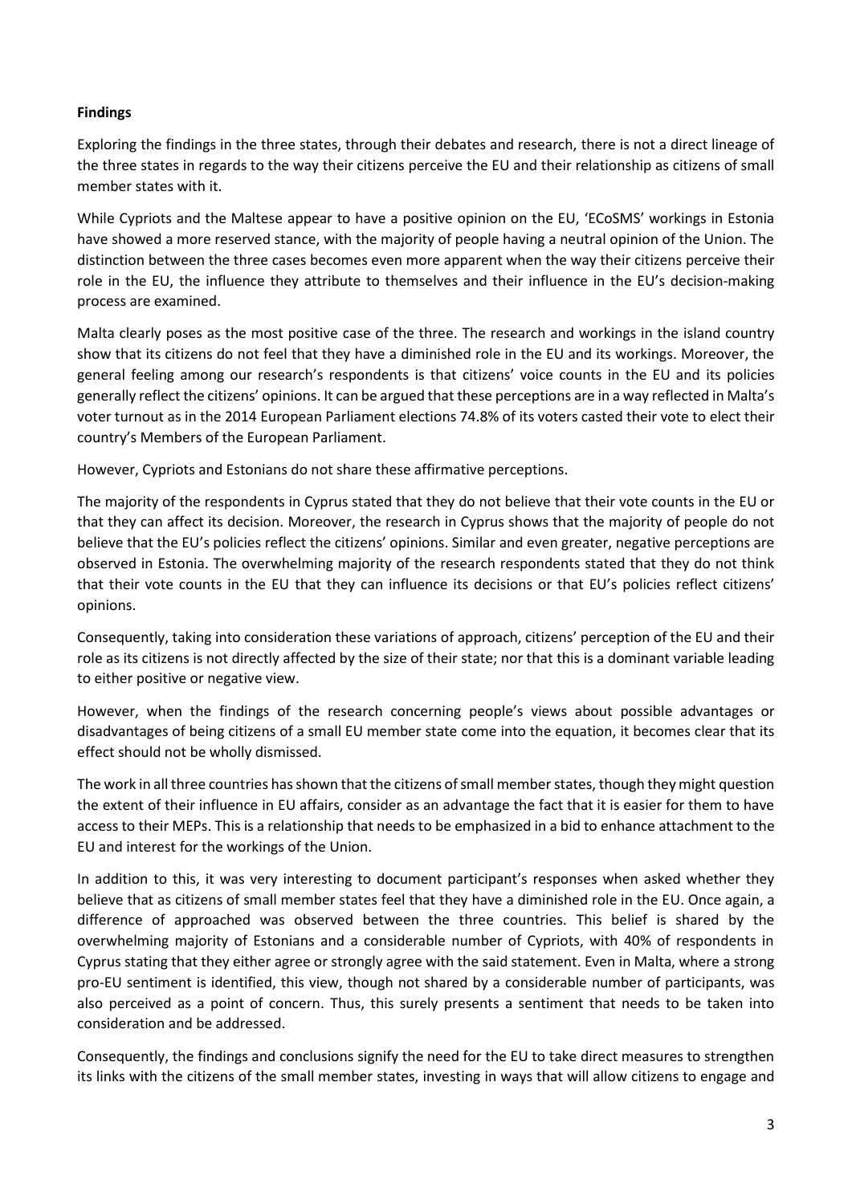**Findings**

Exploring the findings in the three states, through their debates and research, there is not a direct lineage of the three states in regards to the way their citizens perceive the EU and their relationship as citizens of small member states with it.

While Cypriots and the Maltese appear to have a positive opinion on the EU, 'ECoSMS' workings in Estonia have showed a more reserved stance, with the majority of people having a neutral opinion of the Union. The distinction between the three cases becomes even more apparent when the way their citizens perceive their role in the EU, the influence they attribute to themselves and their influence in the EU's decision-making process are examined.

Malta clearly poses as the most positive case of the three. The research and workings in the island country show that its citizens do not feel that they have a diminished role in the EU and its workings. Moreover, the general feeling among our research's respondents is that citizens' voice counts in the EU and its policies generally reflect the citizens' opinions. It can be argued that these perceptions are in a way reflected in Malta's voter turnout as in the 2014 European Parliament elections 74.8% of its voters casted their vote to elect their country's Members of the European Parliament.

However, Cypriots and Estonians do not share these affirmative perceptions.

The majority of the respondents in Cyprus stated that they do not believe that their vote counts in the EU or that they can affect its decision. Moreover, the research in Cyprus shows that the majority of people do not believe that the EU's policies reflect the citizens' opinions. Similar and even greater, negative perceptions are observed in Estonia. The overwhelming majority of the research respondents stated that they do not think that their vote counts in the EU that they can influence its decisions or that EU's policies reflect citizens' opinions.

Consequently, taking into consideration these variations of approach, citizens' perception of the EU and their role as its citizens is not directly affected by the size of their state; nor that this is a dominant variable leading to either positive or negative view.

However, when the findings of the research concerning people's views about possible advantages or disadvantages of being citizens of a small EU member state come into the equation, it becomes clear that its effect should not be wholly dismissed.

The work in all three countries has shown that the citizens of small member states, though they might question the extent of their influence in EU affairs, consider as an advantage the fact that it is easier for them to have access to their MEPs. This is a relationship that needs to be emphasized in a bid to enhance attachment to the EU and interest for the workings of the Union.

In addition to this, it was very interesting to document participant's responses when asked whether they believe that as citizens of small member states feel that they have a diminished role in the EU. Once again, a difference of approached was observed between the three countries. This belief is shared by the overwhelming majority of Estonians and a considerable number of Cypriots, with 40% of respondents in Cyprus stating that they either agree or strongly agree with the said statement. Even in Malta, where a strong pro-EU sentiment is identified, this view, though not shared by a considerable number of participants, was also perceived as a point of concern. Thus, this surely presents a sentiment that needs to be taken into consideration and be addressed.

Consequently, the findings and conclusions signify the need for the EU to take direct measures to strengthen its links with the citizens of the small member states, investing in ways that will allow citizens to engage and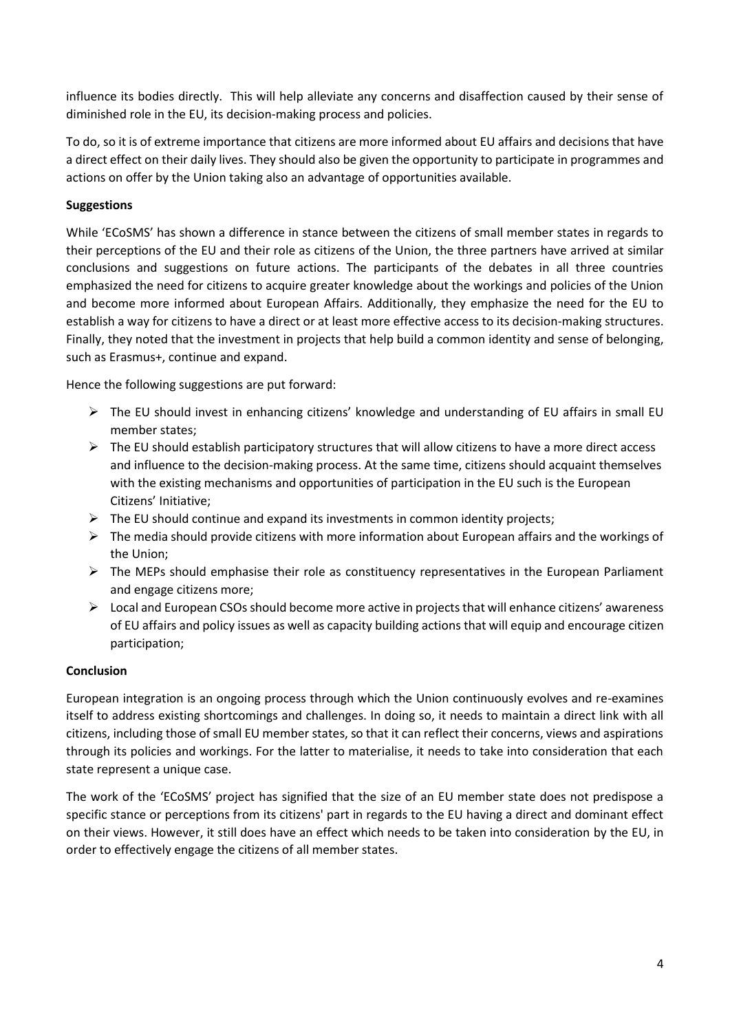influence its bodies directly. This will help alleviate any concerns and disaffection caused by their sense of diminished role in the EU, its decision-making process and policies.

To do, so it is of extreme importance that citizens are more informed about EU affairs and decisions that have a direct effect on their daily lives. They should also be given the opportunity to participate in programmes and actions on offer by the Union taking also an advantage of opportunities available.

**Suggestions**

While 'ECoSMS' has shown a difference in stance between the citizens of small member states in regards to their perceptions of the EU and their role as citizens of the Union, the three partners have arrived at similar conclusions and suggestions on future actions. The participants of the debates in all three countries emphasized the need for citizens to acquire greater knowledge about the workings and policies of the Union and become more informed about European Affairs. Additionally, they emphasize the need for the EU to establish a way for citizens to have a direct or at least more effective access to its decision-making structures. Finally, they noted that the investment in projects that help build a common identity and sense of belonging, such as Erasmus+, continue and expand.

Hence the following suggestions are put forward:

- The EU should invest in enhancing citizens' knowledge and understanding of EU affairs in small EU member states;
- The EU should establish participatory structures that will allow citizens to have a more direct access and influence to the decision-making process. At the same time, citizens should acquaint themselves with the existing mechanisms and opportunities of participation in the EU such is the European Citizens' Initiative;
- The EU should continue and expand its investments in common identity projects;
- The media should provide citizens with more information about European affairs and the workings of the Union;
- The MEPs should emphasise their role as constituency representatives in the European Parliament and engage citizens more;
- Local and European CSOs should become more active in projects that will enhance citizens' awareness of EU affairs and policy issues as well as capacity building actions that will equip and encourage citizen participation;

**Conclusion**

European integration is an ongoing process through which the Union continuously evolves and re-examines itself to address existing shortcomings and challenges. In doing so, it needs to maintain a direct link with all citizens, including those of small EU member states, so that it can reflect their concerns, views and aspirations through its policies and workings. For the latter to materialise, it needs to take into consideration that each state represent a unique case.

The work of the 'ECoSMS' project has signified that the size of an EU member state does not predispose a specific stance or perceptions from its citizens' part in regards to the EU having a direct and dominant effect on their views. However, it still does have an effect which needs to be taken into consideration by the EU, in order to effectively engage the citizens of all member states.